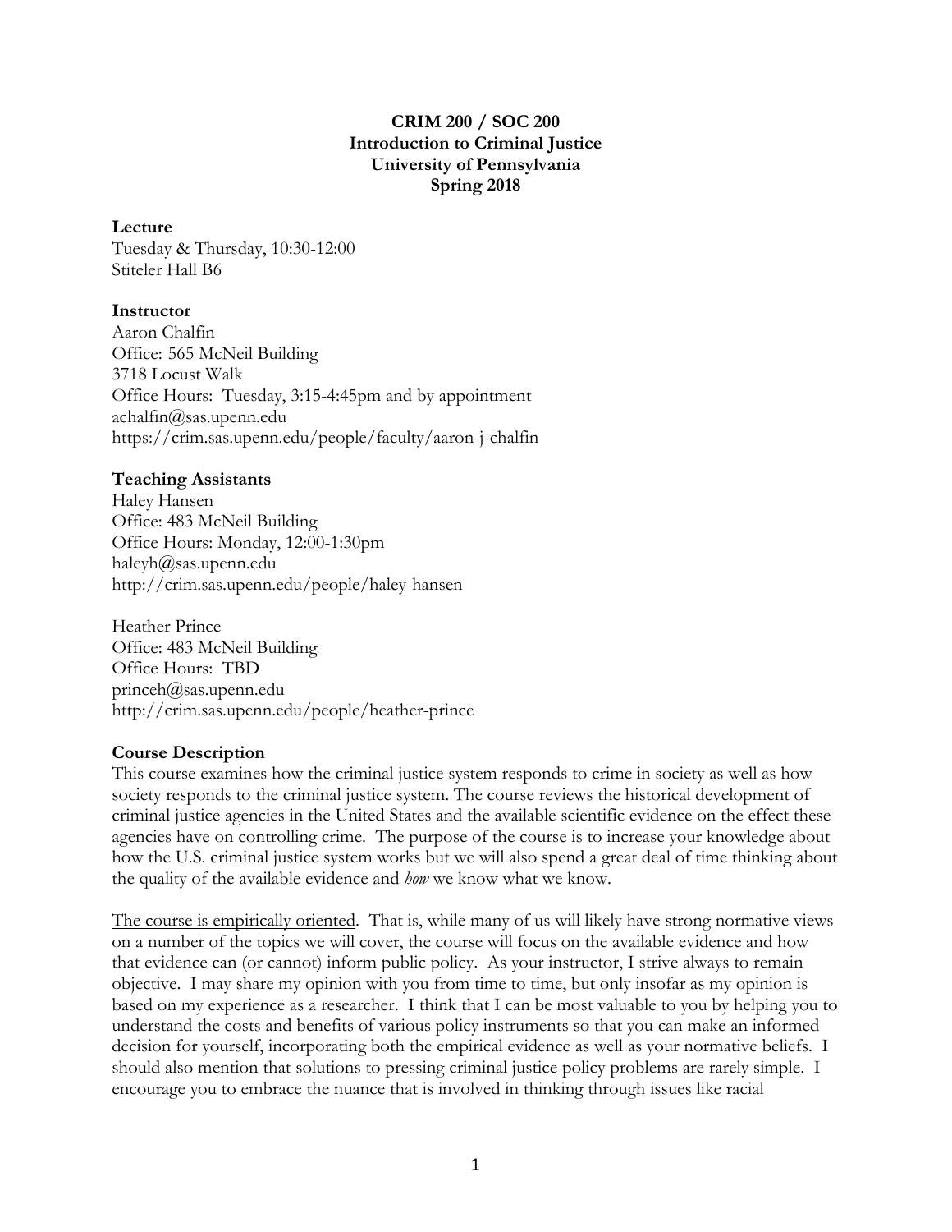**CRIM 200 / SOC 200**
**Introduction to Criminal Justice**
**University of Pennsylvania**
**Spring 2018**

### Lecture

Tuesday & Thursday, 10:30-12:00
Stiteler Hall B6

### Instructor

Aaron Chalfin
Office: 565 McNeil Building
3718 Locust Walk
Office Hours: Tuesday, 3:15-4:45pm and by appointment
achalfin@sas.upenn.edu
https://crim.sas.upenn.edu/people/faculty/aaron-j-chalfin

### Teaching Assistants

Haley Hansen
Office: 483 McNeil Building
Office Hours: Monday, 12:00-1:30pm
haleyh@sas.upenn.edu
http://crim.sas.upenn.edu/people/haley-hansen

Heather Prince
Office: 483 McNeil Building
Office Hours: TBD
princeh@sas.upenn.edu
http://crim.sas.upenn.edu/people/heather-prince

### Course Description

This course examines how the criminal justice system responds to crime in society as well as how society responds to the criminal justice system. The course reviews the historical development of criminal justice agencies in the United States and the available scientific evidence on the effect these agencies have on controlling crime. The purpose of the course is to increase your knowledge about how the U.S. criminal justice system works but we will also spend a great deal of time thinking about the quality of the available evidence and *how* we know what we know.

<u>The course is empirically oriented</u>. That is, while many of us will likely have strong normative views on a number of the topics we will cover, the course will focus on the available evidence and how that evidence can (or cannot) inform public policy. As your instructor, I strive always to remain objective. I may share my opinion with you from time to time, but only insofar as my opinion is based on my experience as a researcher. I think that I can be most valuable to you by helping you to understand the costs and benefits of various policy instruments so that you can make an informed decision for yourself, incorporating both the empirical evidence as well as your normative beliefs. I should also mention that solutions to pressing criminal justice policy problems are rarely simple. I encourage you to embrace the nuance that is involved in thinking through issues like racial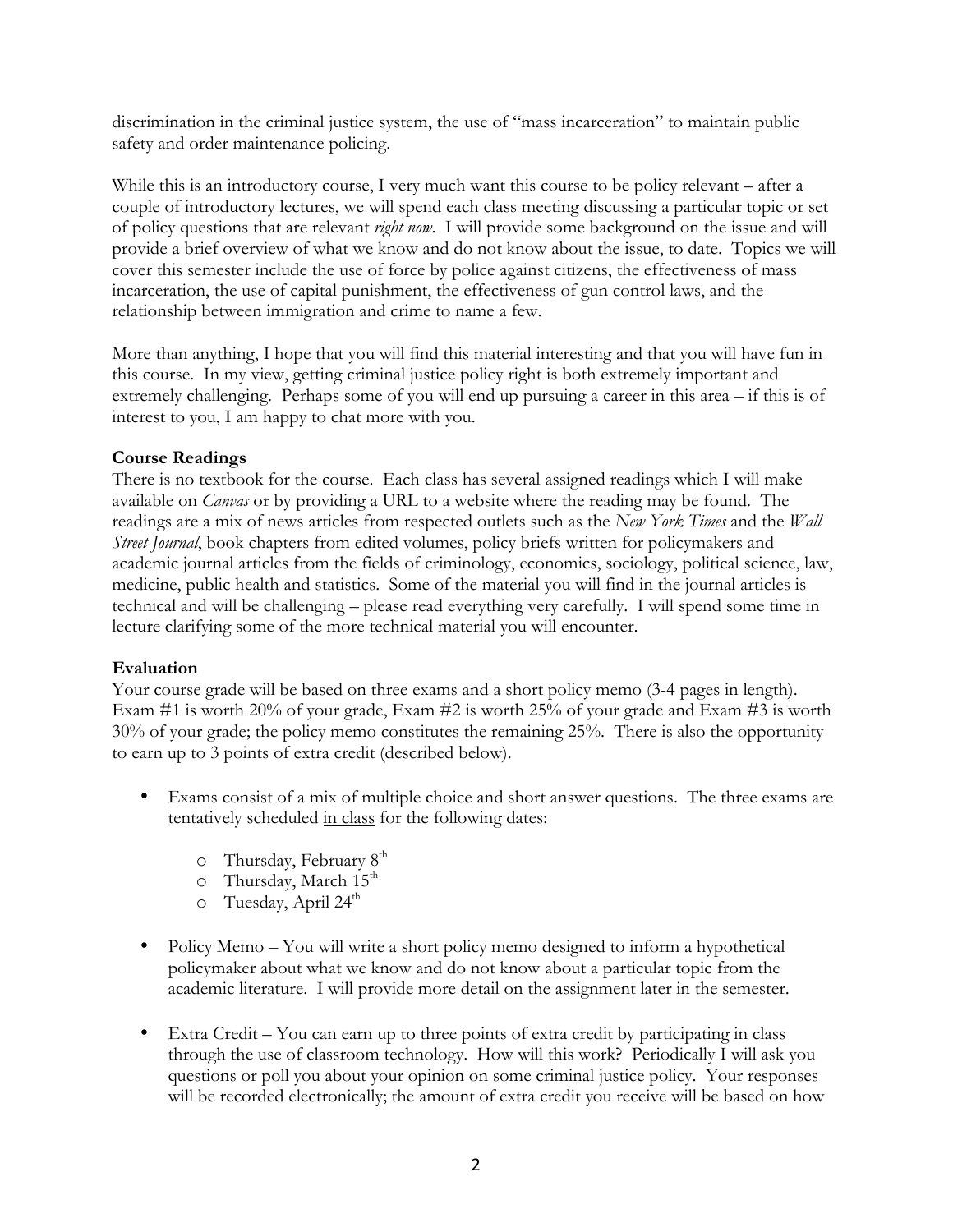discrimination in the criminal justice system, the use of "mass incarceration" to maintain public safety and order maintenance policing.

While this is an introductory course, I very much want this course to be policy relevant – after a couple of introductory lectures, we will spend each class meeting discussing a particular topic or set of policy questions that are relevant *right now*. I will provide some background on the issue and will provide a brief overview of what we know and do not know about the issue, to date. Topics we will cover this semester include the use of force by police against citizens, the effectiveness of mass incarceration, the use of capital punishment, the effectiveness of gun control laws, and the relationship between immigration and crime to name a few.

More than anything, I hope that you will find this material interesting and that you will have fun in this course. In my view, getting criminal justice policy right is both extremely important and extremely challenging. Perhaps some of you will end up pursuing a career in this area – if this is of interest to you, I am happy to chat more with you.

**Course Readings**

There is no textbook for the course. Each class has several assigned readings which I will make available on *Canvas* or by providing a URL to a website where the reading may be found. The readings are a mix of news articles from respected outlets such as the *New York Times* and the *Wall Street Journal*, book chapters from edited volumes, policy briefs written for policymakers and academic journal articles from the fields of criminology, economics, sociology, political science, law, medicine, public health and statistics. Some of the material you will find in the journal articles is technical and will be challenging – please read everything very carefully. I will spend some time in lecture clarifying some of the more technical material you will encounter.

**Evaluation**

Your course grade will be based on three exams and a short policy memo (3-4 pages in length). Exam #1 is worth 20% of your grade, Exam #2 is worth 25% of your grade and Exam #3 is worth 30% of your grade; the policy memo constitutes the remaining 25%. There is also the opportunity to earn up to 3 points of extra credit (described below).

- Exams consist of a mix of multiple choice and short answer questions. The three exams are tentatively scheduled <u>in class</u> for the following dates:
  - Thursday, February 8th
  - Thursday, March 15th
  - Tuesday, April 24th
- Policy Memo – You will write a short policy memo designed to inform a hypothetical policymaker about what we know and do not know about a particular topic from the academic literature. I will provide more detail on the assignment later in the semester.
- Extra Credit – You can earn up to three points of extra credit by participating in class through the use of classroom technology. How will this work? Periodically I will ask you questions or poll you about your opinion on some criminal justice policy. Your responses will be recorded electronically; the amount of extra credit you receive will be based on how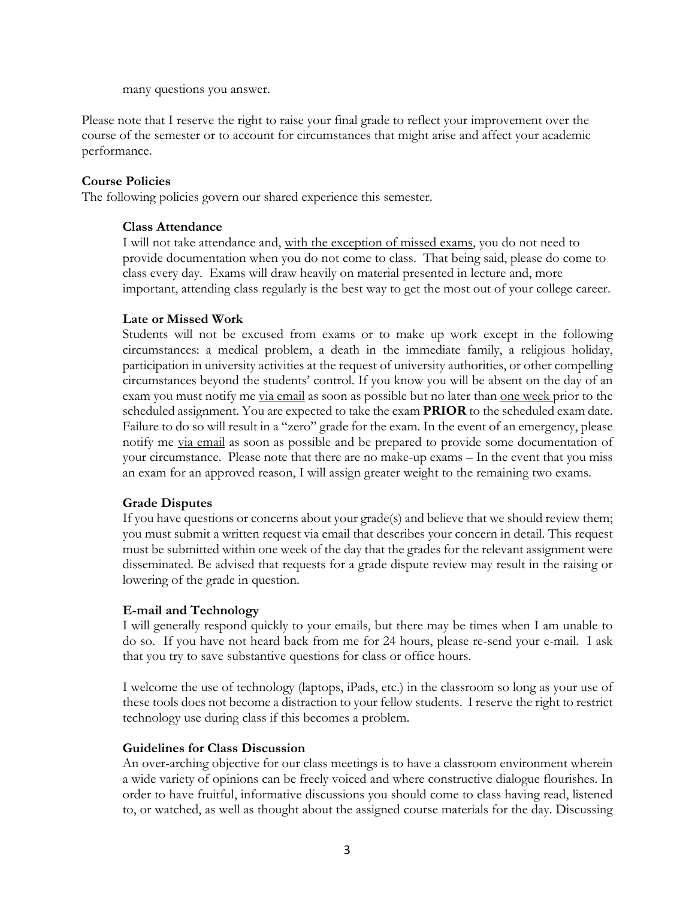many questions you answer.

Please note that I reserve the right to raise your final grade to reflect your improvement over the course of the semester or to account for circumstances that might arise and affect your academic performance.

**Course Policies**

The following policies govern our shared experience this semester.

**Class Attendance**

I will not take attendance and, <u>with the exception of missed exams</u>, you do not need to provide documentation when you do not come to class. That being said, please do come to class every day. Exams will draw heavily on material presented in lecture and, more important, attending class regularly is the best way to get the most out of your college career.

**Late or Missed Work**

Students will not be excused from exams or to make up work except in the following circumstances: a medical problem, a death in the immediate family, a religious holiday, participation in university activities at the request of university authorities, or other compelling circumstances beyond the students' control. If you know you will be absent on the day of an exam you must notify me <u>via email</u> as soon as possible but no later than <u>one week</u> prior to the scheduled assignment. You are expected to take the exam **PRIOR** to the scheduled exam date. Failure to do so will result in a "zero" grade for the exam. In the event of an emergency, please notify me <u>via email</u> as soon as possible and be prepared to provide some documentation of your circumstance. Please note that there are no make-up exams – In the event that you miss an exam for an approved reason, I will assign greater weight to the remaining two exams.

**Grade Disputes**

If you have questions or concerns about your grade(s) and believe that we should review them; you must submit a written request via email that describes your concern in detail. This request must be submitted within one week of the day that the grades for the relevant assignment were disseminated. Be advised that requests for a grade dispute review may result in the raising or lowering of the grade in question.

**E-mail and Technology**

I will generally respond quickly to your emails, but there may be times when I am unable to do so. If you have not heard back from me for 24 hours, please re-send your e-mail. I ask that you try to save substantive questions for class or office hours.

I welcome the use of technology (laptops, iPads, etc.) in the classroom so long as your use of these tools does not become a distraction to your fellow students. I reserve the right to restrict technology use during class if this becomes a problem.

**Guidelines for Class Discussion**

An over-arching objective for our class meetings is to have a classroom environment wherein a wide variety of opinions can be freely voiced and where constructive dialogue flourishes. In order to have fruitful, informative discussions you should come to class having read, listened to, or watched, as well as thought about the assigned course materials for the day. Discussing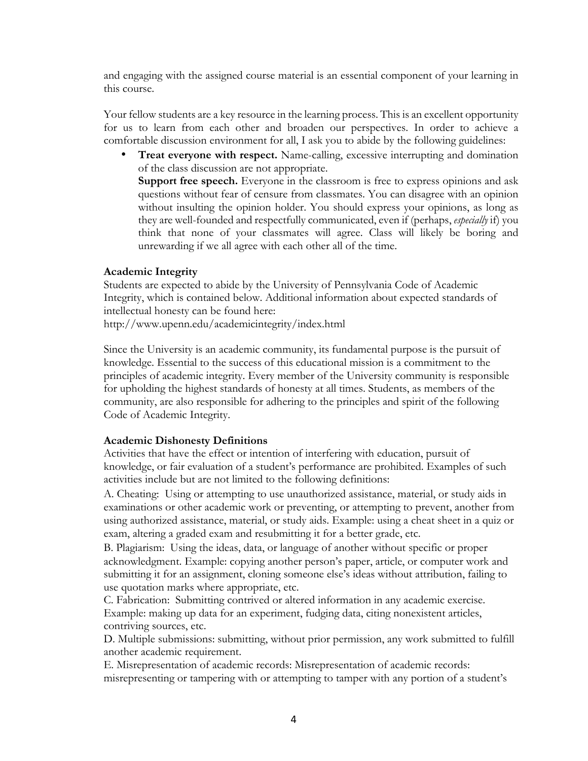and engaging with the assigned course material is an essential component of your learning in this course.

Your fellow students are a key resource in the learning process. This is an excellent opportunity for us to learn from each other and broaden our perspectives. In order to achieve a comfortable discussion environment for all, I ask you to abide by the following guidelines:

- **Treat everyone with respect.** Name-calling, excessive interrupting and domination of the class discussion are not appropriate.
  **Support free speech.** Everyone in the classroom is free to express opinions and ask questions without fear of censure from classmates. You can disagree with an opinion without insulting the opinion holder. You should express your opinions, as long as they are well-founded and respectfully communicated, even if (perhaps, *especially* if) you think that none of your classmates will agree. Class will likely be boring and unrewarding if we all agree with each other all of the time.

**Academic Integrity**

Students are expected to abide by the University of Pennsylvania Code of Academic Integrity, which is contained below. Additional information about expected standards of intellectual honesty can be found here:
http://www.upenn.edu/academicintegrity/index.html

Since the University is an academic community, its fundamental purpose is the pursuit of knowledge. Essential to the success of this educational mission is a commitment to the principles of academic integrity. Every member of the University community is responsible for upholding the highest standards of honesty at all times. Students, as members of the community, are also responsible for adhering to the principles and spirit of the following Code of Academic Integrity.

**Academic Dishonesty Definitions**

Activities that have the effect or intention of interfering with education, pursuit of knowledge, or fair evaluation of a student's performance are prohibited. Examples of such activities include but are not limited to the following definitions:

A. Cheating: Using or attempting to use unauthorized assistance, material, or study aids in examinations or other academic work or preventing, or attempting to prevent, another from using authorized assistance, material, or study aids. Example: using a cheat sheet in a quiz or exam, altering a graded exam and resubmitting it for a better grade, etc.

B. Plagiarism: Using the ideas, data, or language of another without specific or proper acknowledgment. Example: copying another person's paper, article, or computer work and submitting it for an assignment, cloning someone else's ideas without attribution, failing to use quotation marks where appropriate, etc.

C. Fabrication: Submitting contrived or altered information in any academic exercise. Example: making up data for an experiment, fudging data, citing nonexistent articles, contriving sources, etc.

D. Multiple submissions: submitting, without prior permission, any work submitted to fulfill another academic requirement.

E. Misrepresentation of academic records: Misrepresentation of academic records: misrepresenting or tampering with or attempting to tamper with any portion of a student's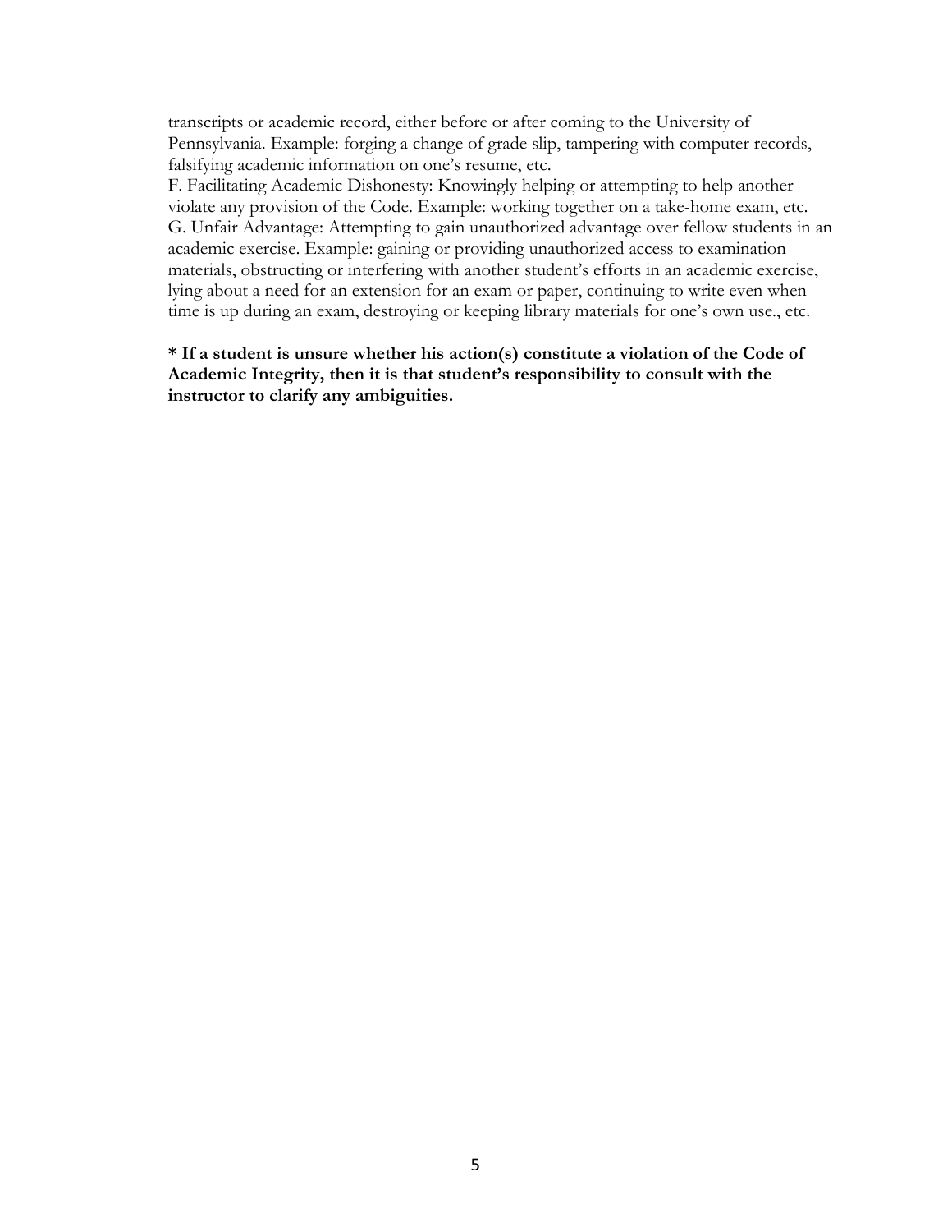transcripts or academic record, either before or after coming to the University of Pennsylvania. Example: forging a change of grade slip, tampering with computer records, falsifying academic information on one's resume, etc.

F. Facilitating Academic Dishonesty: Knowingly helping or attempting to help another violate any provision of the Code. Example: working together on a take-home exam, etc.

G. Unfair Advantage: Attempting to gain unauthorized advantage over fellow students in an academic exercise. Example: gaining or providing unauthorized access to examination materials, obstructing or interfering with another student's efforts in an academic exercise, lying about a need for an extension for an exam or paper, continuing to write even when time is up during an exam, destroying or keeping library materials for one's own use., etc.

**\* If a student is unsure whether his action(s) constitute a violation of the Code of Academic Integrity, then it is that student's responsibility to consult with the instructor to clarify any ambiguities.**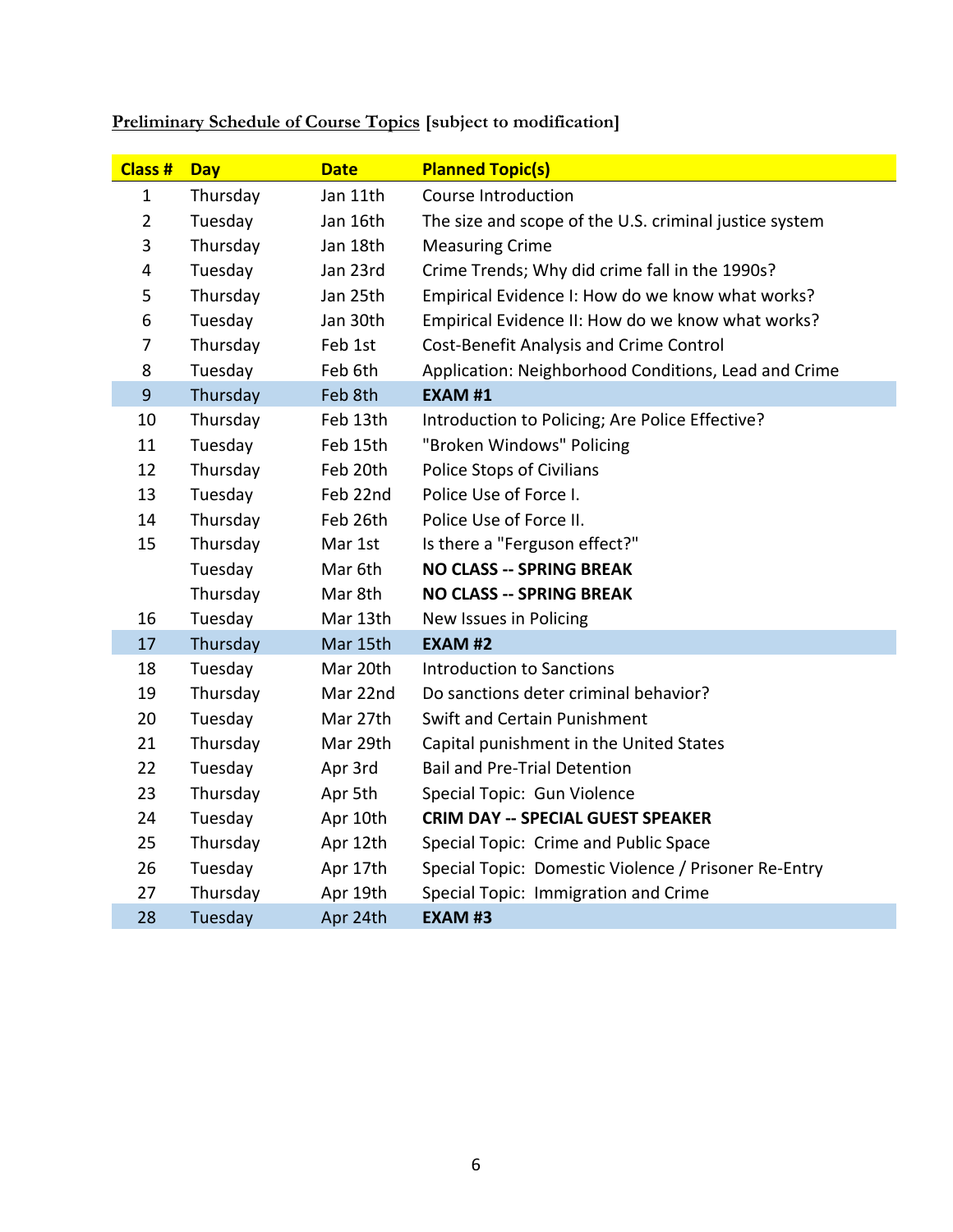**<u>Preliminary Schedule of Course Topics</u> [subject to modification]**

| Class # | Day | Date | Planned Topic(s) |
|---|---|---|---|
| 1 | Thursday | Jan 11th | Course Introduction |
| 2 | Tuesday | Jan 16th | The size and scope of the U.S. criminal justice system |
| 3 | Thursday | Jan 18th | Measuring Crime |
| 4 | Tuesday | Jan 23rd | Crime Trends; Why did crime fall in the 1990s? |
| 5 | Thursday | Jan 25th | Empirical Evidence I: How do we know what works? |
| 6 | Tuesday | Jan 30th | Empirical Evidence II: How do we know what works? |
| 7 | Thursday | Feb 1st | Cost-Benefit Analysis and Crime Control |
| 8 | Tuesday | Feb 6th | Application: Neighborhood Conditions, Lead and Crime |
| 9 | Thursday | Feb 8th | **EXAM #1** |
| 10 | Thursday | Feb 13th | Introduction to Policing; Are Police Effective? |
| 11 | Tuesday | Feb 15th | "Broken Windows" Policing |
| 12 | Thursday | Feb 20th | Police Stops of Civilians |
| 13 | Tuesday | Feb 22nd | Police Use of Force I. |
| 14 | Thursday | Feb 26th | Police Use of Force II. |
| 15 | Thursday | Mar 1st | Is there a "Ferguson effect?" |
| | Tuesday | Mar 6th | **NO CLASS -- SPRING BREAK** |
| | Thursday | Mar 8th | **NO CLASS -- SPRING BREAK** |
| 16 | Tuesday | Mar 13th | New Issues in Policing |
| 17 | Thursday | Mar 15th | **EXAM #2** |
| 18 | Tuesday | Mar 20th | Introduction to Sanctions |
| 19 | Thursday | Mar 22nd | Do sanctions deter criminal behavior? |
| 20 | Tuesday | Mar 27th | Swift and Certain Punishment |
| 21 | Thursday | Mar 29th | Capital punishment in the United States |
| 22 | Tuesday | Apr 3rd | Bail and Pre-Trial Detention |
| 23 | Thursday | Apr 5th | Special Topic: Gun Violence |
| 24 | Tuesday | Apr 10th | **CRIM DAY -- SPECIAL GUEST SPEAKER** |
| 25 | Thursday | Apr 12th | Special Topic: Crime and Public Space |
| 26 | Tuesday | Apr 17th | Special Topic: Domestic Violence / Prisoner Re-Entry |
| 27 | Thursday | Apr 19th | Special Topic: Immigration and Crime |
| 28 | Tuesday | Apr 24th | **EXAM #3** |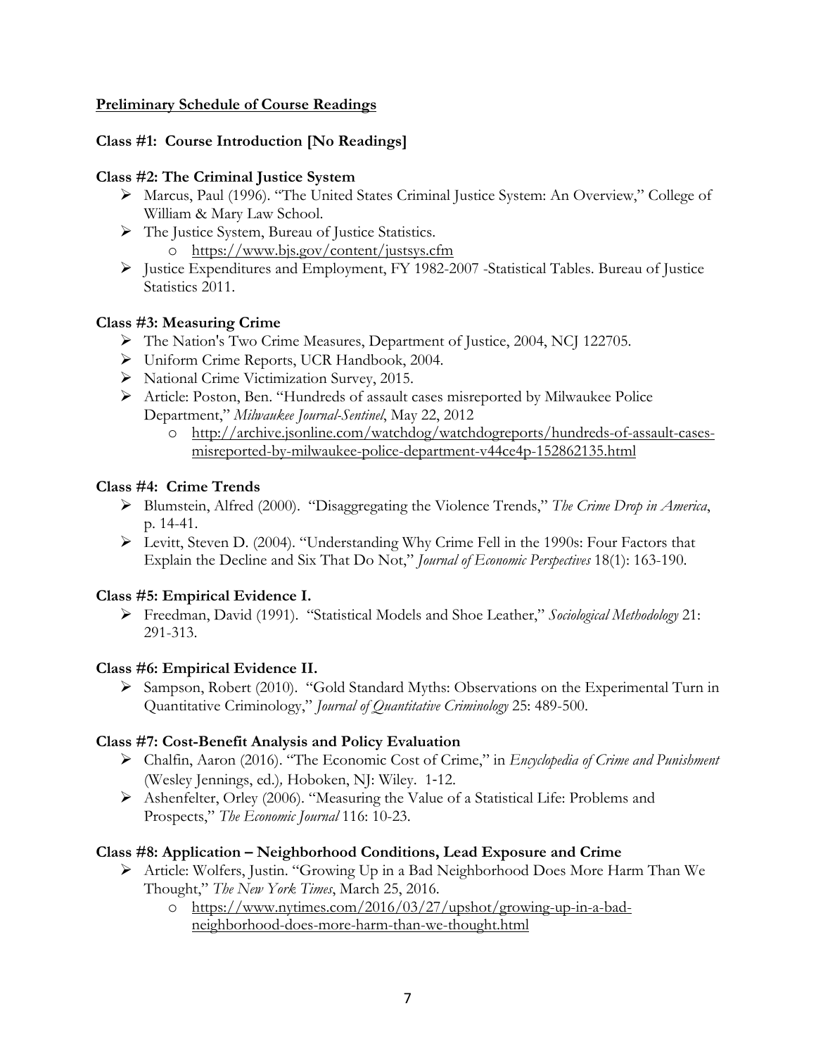## **Preliminary Schedule of Course Readings**

### **Class #1: Course Introduction [No Readings]**

### **Class #2: The Criminal Justice System**

- Marcus, Paul (1996). "The United States Criminal Justice System: An Overview," College of William & Mary Law School.
- The Justice System, Bureau of Justice Statistics.
  - https://www.bjs.gov/content/justsys.cfm
- Justice Expenditures and Employment, FY 1982-2007 -Statistical Tables. Bureau of Justice Statistics 2011.

### **Class #3: Measuring Crime**

- The Nation's Two Crime Measures, Department of Justice, 2004, NCJ 122705.
- Uniform Crime Reports, UCR Handbook, 2004.
- National Crime Victimization Survey, 2015.
- Article: Poston, Ben. "Hundreds of assault cases misreported by Milwaukee Police Department," *Milwaukee Journal-Sentinel*, May 22, 2012
  - http://archive.jsonline.com/watchdog/watchdogreports/hundreds-of-assault-cases-misreported-by-milwaukee-police-department-v44ce4p-152862135.html

### **Class #4: Crime Trends**

- Blumstein, Alfred (2000). "Disaggregating the Violence Trends," *The Crime Drop in America*, p. 14-41.
- Levitt, Steven D. (2004). "Understanding Why Crime Fell in the 1990s: Four Factors that Explain the Decline and Six That Do Not," *Journal of Economic Perspectives* 18(1): 163-190.

### **Class #5: Empirical Evidence I.**

- Freedman, David (1991). "Statistical Models and Shoe Leather," *Sociological Methodology* 21: 291-313.

### **Class #6: Empirical Evidence II.**

- Sampson, Robert (2010). "Gold Standard Myths: Observations on the Experimental Turn in Quantitative Criminology," *Journal of Quantitative Criminology* 25: 489-500.

### **Class #7: Cost-Benefit Analysis and Policy Evaluation**

- Chalfin, Aaron (2016). "The Economic Cost of Crime," in *Encyclopedia of Crime and Punishment* (Wesley Jennings, ed.)*,* Hoboken, NJ: Wiley. 1-12.
- Ashenfelter, Orley (2006). "Measuring the Value of a Statistical Life: Problems and Prospects," *The Economic Journal* 116: 10-23.

### **Class #8: Application – Neighborhood Conditions, Lead Exposure and Crime**

- Article: Wolfers, Justin. "Growing Up in a Bad Neighborhood Does More Harm Than We Thought," *The New York Times*, March 25, 2016.
  - https://www.nytimes.com/2016/03/27/upshot/growing-up-in-a-bad-neighborhood-does-more-harm-than-we-thought.html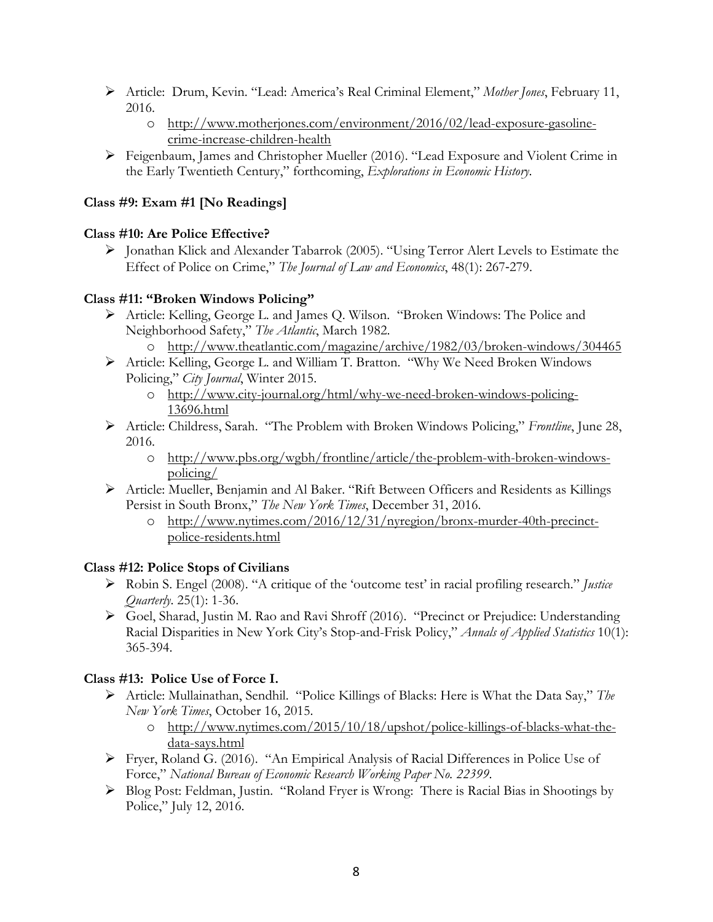- Article: Drum, Kevin. "Lead: America's Real Criminal Element," *Mother Jones*, February 11, 2016.
  - http://www.motherjones.com/environment/2016/02/lead-exposure-gasoline-crime-increase-children-health
- Feigenbaum, James and Christopher Mueller (2016). "Lead Exposure and Violent Crime in the Early Twentieth Century," forthcoming, *Explorations in Economic History*.

**Class #9: Exam #1 [No Readings]**

**Class #10: Are Police Effective?**

- Jonathan Klick and Alexander Tabarrok (2005). "Using Terror Alert Levels to Estimate the Effect of Police on Crime," *The Journal of Law and Economics*, 48(1): 267-279.

**Class #11: "Broken Windows Policing"**

- Article: Kelling, George L. and James Q. Wilson. "Broken Windows: The Police and Neighborhood Safety," *The Atlantic*, March 1982.
  - http://www.theatlantic.com/magazine/archive/1982/03/broken-windows/304465
- Article: Kelling, George L. and William T. Bratton. "Why We Need Broken Windows Policing," *City Journal*, Winter 2015.
  - http://www.city-journal.org/html/why-we-need-broken-windows-policing-13696.html
- Article: Childress, Sarah. "The Problem with Broken Windows Policing," *Frontline*, June 28, 2016.
  - http://www.pbs.org/wgbh/frontline/article/the-problem-with-broken-windows-policing/
- Article: Mueller, Benjamin and Al Baker. "Rift Between Officers and Residents as Killings Persist in South Bronx," *The New York Times*, December 31, 2016.
  - http://www.nytimes.com/2016/12/31/nyregion/bronx-murder-40th-precinct-police-residents.html

**Class #12: Police Stops of Civilians**

- Robin S. Engel (2008). "A critique of the 'outcome test' in racial profiling research." *Justice Quarterly*. 25(1): 1-36.
- Goel, Sharad, Justin M. Rao and Ravi Shroff (2016). "Precinct or Prejudice: Understanding Racial Disparities in New York City's Stop-and-Frisk Policy," *Annals of Applied Statistics* 10(1): 365-394.

**Class #13: Police Use of Force I.**

- Article: Mullainathan, Sendhil. "Police Killings of Blacks: Here is What the Data Say," *The New York Times*, October 16, 2015.
  - http://www.nytimes.com/2015/10/18/upshot/police-killings-of-blacks-what-the-data-says.html
- Fryer, Roland G. (2016). "An Empirical Analysis of Racial Differences in Police Use of Force," *National Bureau of Economic Research Working Paper No. 22399*.
- Blog Post: Feldman, Justin. "Roland Fryer is Wrong: There is Racial Bias in Shootings by Police," July 12, 2016.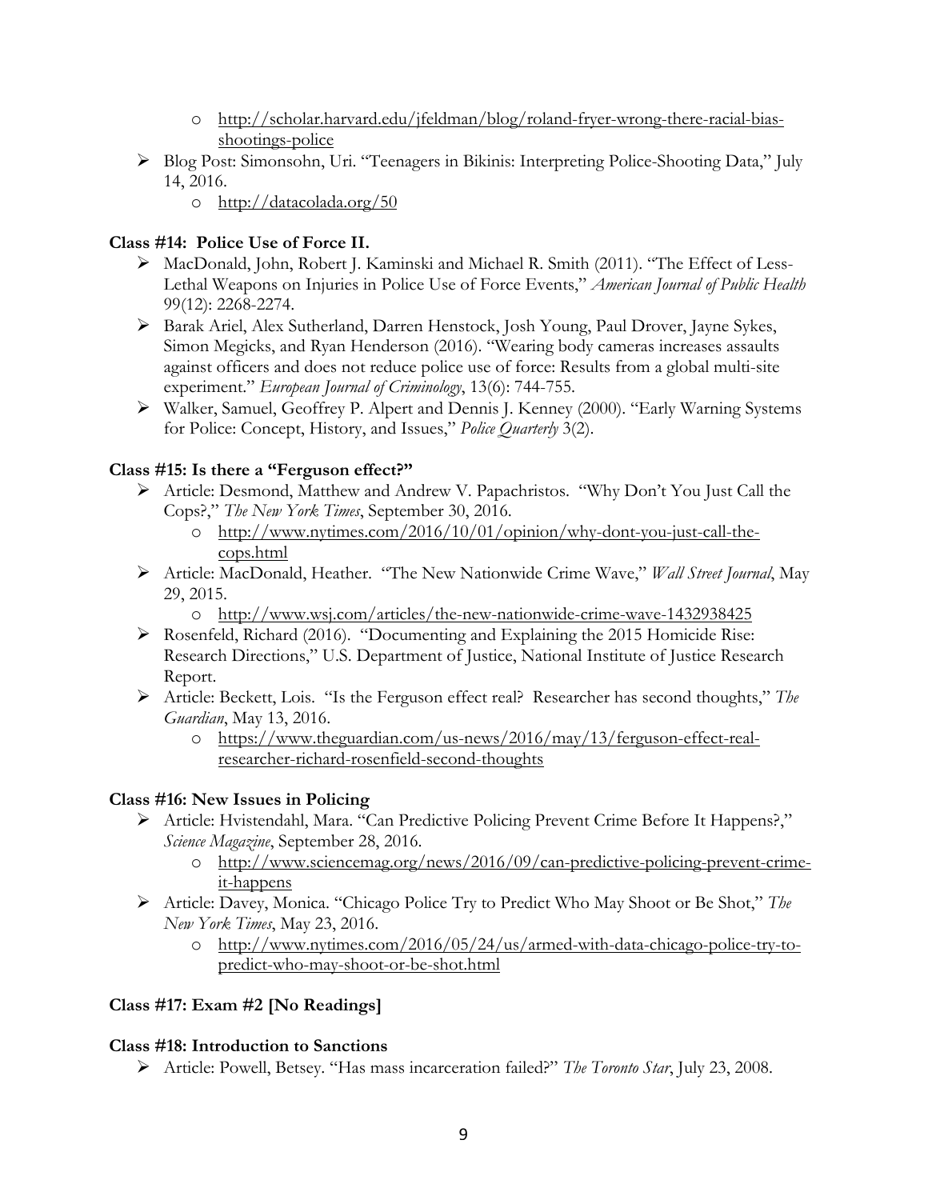- http://scholar.harvard.edu/jfeldman/blog/roland-fryer-wrong-there-racial-bias-shootings-police
- Blog Post: Simonsohn, Uri. "Teenagers in Bikinis: Interpreting Police-Shooting Data," July 14, 2016.
    - http://datacolada.org/50

### Class #14: Police Use of Force II.

- MacDonald, John, Robert J. Kaminski and Michael R. Smith (2011). "The Effect of Less-Lethal Weapons on Injuries in Police Use of Force Events," *American Journal of Public Health* 99(12): 2268-2274.
- Barak Ariel, Alex Sutherland, Darren Henstock, Josh Young, Paul Drover, Jayne Sykes, Simon Megicks, and Ryan Henderson (2016). "Wearing body cameras increases assaults against officers and does not reduce police use of force: Results from a global multi-site experiment." *European Journal of Criminology*, 13(6): 744-755.
- Walker, Samuel, Geoffrey P. Alpert and Dennis J. Kenney (2000). "Early Warning Systems for Police: Concept, History, and Issues," *Police Quarterly* 3(2).

### Class #15: Is there a "Ferguson effect?"

- Article: Desmond, Matthew and Andrew V. Papachristos. "Why Don't You Just Call the Cops?," *The New York Times*, September 30, 2016.
    - http://www.nytimes.com/2016/10/01/opinion/why-dont-you-just-call-the-cops.html
- Article: MacDonald, Heather. "The New Nationwide Crime Wave," *Wall Street Journal*, May 29, 2015.
    - http://www.wsj.com/articles/the-new-nationwide-crime-wave-1432938425
- Rosenfeld, Richard (2016). "Documenting and Explaining the 2015 Homicide Rise: Research Directions," U.S. Department of Justice, National Institute of Justice Research Report.
- Article: Beckett, Lois. "Is the Ferguson effect real? Researcher has second thoughts," *The Guardian*, May 13, 2016.
    - https://www.theguardian.com/us-news/2016/may/13/ferguson-effect-real-researcher-richard-rosenfield-second-thoughts

### Class #16: New Issues in Policing

- Article: Hvistendahl, Mara. "Can Predictive Policing Prevent Crime Before It Happens?," *Science Magazine*, September 28, 2016.
    - http://www.sciencemag.org/news/2016/09/can-predictive-policing-prevent-crime-it-happens
- Article: Davey, Monica. "Chicago Police Try to Predict Who May Shoot or Be Shot," *The New York Times*, May 23, 2016.
    - http://www.nytimes.com/2016/05/24/us/armed-with-data-chicago-police-try-to-predict-who-may-shoot-or-be-shot.html

### Class #17: Exam #2 [No Readings]

### Class #18: Introduction to Sanctions

- Article: Powell, Betsey. "Has mass incarceration failed?" *The Toronto Star*, July 23, 2008.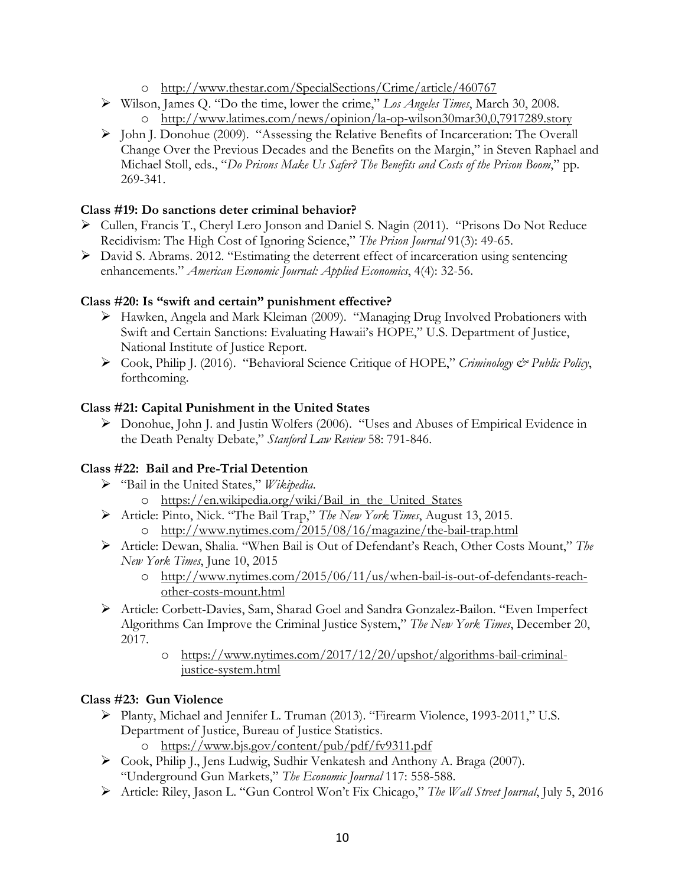- http://www.thestar.com/SpecialSections/Crime/article/460767
- Wilson, James Q. "Do the time, lower the crime," *Los Angeles Times*, March 30, 2008.
  - http://www.latimes.com/news/opinion/la-op-wilson30mar30,0,7917289.story
- John J. Donohue (2009). "Assessing the Relative Benefits of Incarceration: The Overall Change Over the Previous Decades and the Benefits on the Margin," in Steven Raphael and Michael Stoll, eds., "*Do Prisons Make Us Safer? The Benefits and Costs of the Prison Boom*," pp. 269-341.

**Class #19: Do sanctions deter criminal behavior?**

- Cullen, Francis T., Cheryl Lero Jonson and Daniel S. Nagin (2011). "Prisons Do Not Reduce Recidivism: The High Cost of Ignoring Science," *The Prison Journal* 91(3): 49-65.
- David S. Abrams. 2012. "Estimating the deterrent effect of incarceration using sentencing enhancements." *American Economic Journal: Applied Economics*, 4(4): 32-56.

**Class #20: Is "swift and certain" punishment effective?**

- Hawken, Angela and Mark Kleiman (2009). "Managing Drug Involved Probationers with Swift and Certain Sanctions: Evaluating Hawaii's HOPE," U.S. Department of Justice, National Institute of Justice Report.
- Cook, Philip J. (2016). "Behavioral Science Critique of HOPE," *Criminology & Public Policy*, forthcoming.

**Class #21: Capital Punishment in the United States**

- Donohue, John J. and Justin Wolfers (2006). "Uses and Abuses of Empirical Evidence in the Death Penalty Debate," *Stanford Law Review* 58: 791-846.

**Class #22: Bail and Pre-Trial Detention**

- "Bail in the United States," *Wikipedia*.
  - https://en.wikipedia.org/wiki/Bail_in_the_United_States
- Article: Pinto, Nick. "The Bail Trap," *The New York Times*, August 13, 2015.
  - http://www.nytimes.com/2015/08/16/magazine/the-bail-trap.html
- Article: Dewan, Shalia. "When Bail is Out of Defendant's Reach, Other Costs Mount," *The New York Times*, June 10, 2015
  - http://www.nytimes.com/2015/06/11/us/when-bail-is-out-of-defendants-reach-other-costs-mount.html
- Article: Corbett-Davies, Sam, Sharad Goel and Sandra Gonzalez-Bailon. "Even Imperfect Algorithms Can Improve the Criminal Justice System," *The New York Times*, December 20, 2017.
  - https://www.nytimes.com/2017/12/20/upshot/algorithms-bail-criminal-justice-system.html

**Class #23: Gun Violence**

- Planty, Michael and Jennifer L. Truman (2013). "Firearm Violence, 1993-2011," U.S. Department of Justice, Bureau of Justice Statistics.
  - https://www.bjs.gov/content/pub/pdf/fv9311.pdf
- Cook, Philip J., Jens Ludwig, Sudhir Venkatesh and Anthony A. Braga (2007). "Underground Gun Markets," *The Economic Journal* 117: 558-588.
- Article: Riley, Jason L. "Gun Control Won't Fix Chicago," *The Wall Street Journal*, July 5, 2016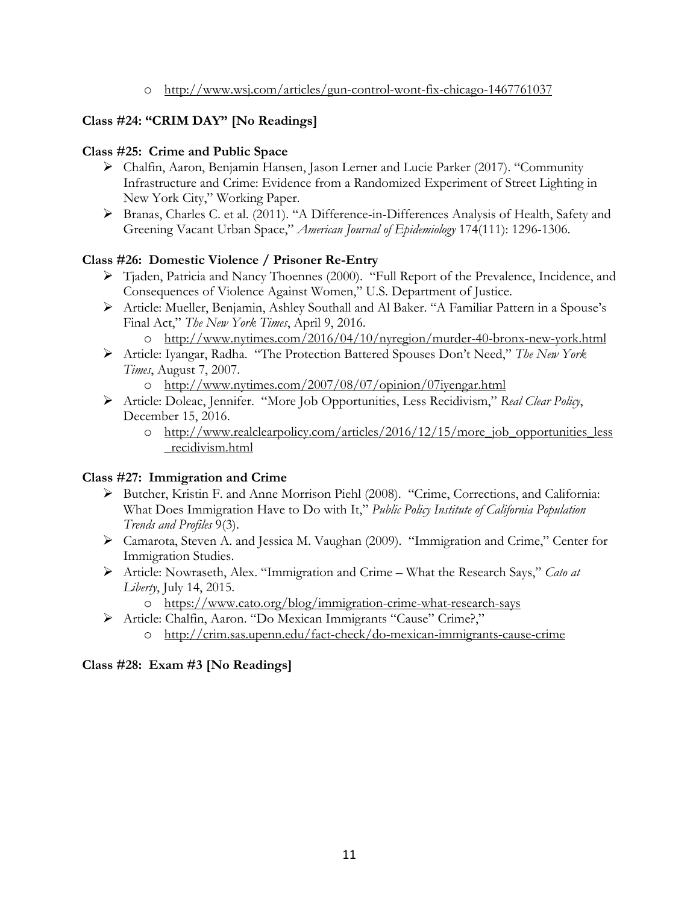- http://www.wsj.com/articles/gun-control-wont-fix-chicago-1467761037

**Class #24: "CRIM DAY" [No Readings]**

**Class #25: Crime and Public Space**

- Chalfin, Aaron, Benjamin Hansen, Jason Lerner and Lucie Parker (2017). "Community Infrastructure and Crime: Evidence from a Randomized Experiment of Street Lighting in New York City," Working Paper.
- Branas, Charles C. et al. (2011). "A Difference-in-Differences Analysis of Health, Safety and Greening Vacant Urban Space," *American Journal of Epidemiology* 174(111): 1296-1306.

**Class #26: Domestic Violence / Prisoner Re-Entry**

- Tjaden, Patricia and Nancy Thoennes (2000). "Full Report of the Prevalence, Incidence, and Consequences of Violence Against Women," U.S. Department of Justice.
- Article: Mueller, Benjamin, Ashley Southall and Al Baker. "A Familiar Pattern in a Spouse's Final Act," *The New York Times*, April 9, 2016.
  - http://www.nytimes.com/2016/04/10/nyregion/murder-40-bronx-new-york.html
- Article: Iyangar, Radha. "The Protection Battered Spouses Don't Need," *The New York Times*, August 7, 2007.
  - http://www.nytimes.com/2007/08/07/opinion/07iyengar.html
- Article: Doleac, Jennifer. "More Job Opportunities, Less Recidivism," *Real Clear Policy*, December 15, 2016.
  - http://www.realclearpolicy.com/articles/2016/12/15/more_job_opportunities_less_recidivism.html

**Class #27: Immigration and Crime**

- Butcher, Kristin F. and Anne Morrison Piehl (2008). "Crime, Corrections, and California: What Does Immigration Have to Do with It," *Public Policy Institute of California Population Trends and Profiles* 9(3).
- Camarota, Steven A. and Jessica M. Vaughan (2009). "Immigration and Crime," Center for Immigration Studies.
- Article: Nowraseth, Alex. "Immigration and Crime – What the Research Says," *Cato at Liberty*, July 14, 2015.
  - https://www.cato.org/blog/immigration-crime-what-research-says
- Article: Chalfin, Aaron. "Do Mexican Immigrants "Cause" Crime?,"
  - http://crim.sas.upenn.edu/fact-check/do-mexican-immigrants-cause-crime

**Class #28: Exam #3 [No Readings]**